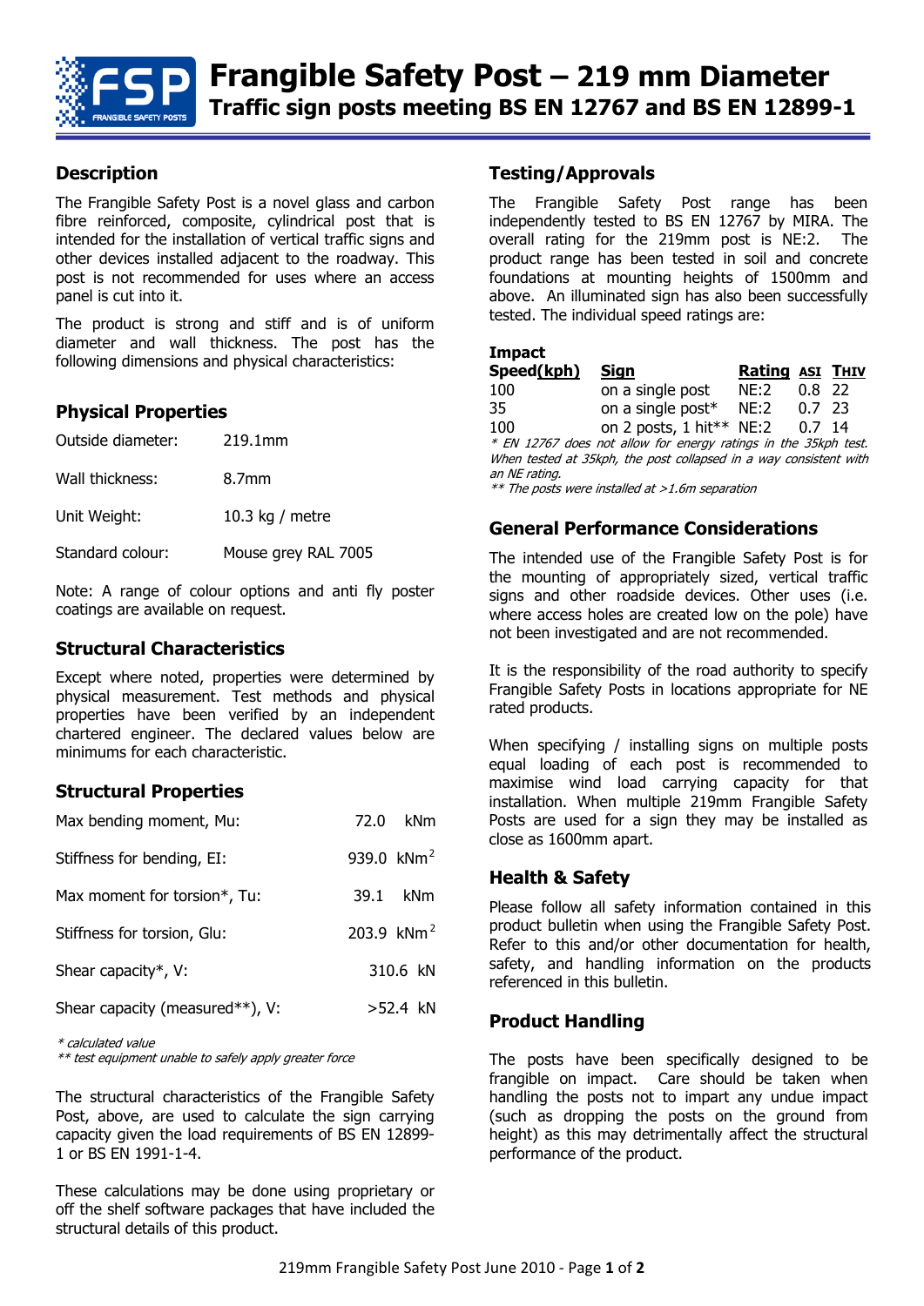# Frangible Safety Post – 219 mm Diameter

## Traffic sign posts meeting BS EN 12767 and BS EN 12899-1

### Description

The Frangible Safety Post is a novel glass and carbon fibre reinforced, composite, cylindrical post that is intended for the installation of vertical traffic signs and other devices installed adjacent to the roadway. This post is not recommended for uses where an access panel is cut into it.

The product is strong and stiff and is of uniform diameter and wall thickness. The post has the following dimensions and physical characteristics:

### Physical Properties

| | |
|---|---|
| Outside diameter: | 219.1mm |
| Wall thickness: | 8.7mm |
| Unit Weight: | 10.3 kg / metre |
| Standard colour: | Mouse grey RAL 7005 |

Note: A range of colour options and anti fly poster coatings are available on request.

### Structural Characteristics

Except where noted, properties were determined by physical measurement. Test methods and physical properties have been verified by an independent chartered engineer. The declared values below are minimums for each characteristic.

### Structural Properties

| | | |
|---|---|---|
| Max bending moment, Mu: | 72.0 | kNm |
| Stiffness for bending, EI: | 939.0 | $kNm^2$ |
| Max moment for torsion*, Tu: | 39.1 | kNm |
| Stiffness for torsion, GIu: | 203.9 | $kNm^2$ |
| Shear capacity*, V: | 310.6 | kN |
| Shear capacity (measured**), V: | >52.4 | kN |

*\* calculated value*
*\*\* test equipment unable to safely apply greater force*

The structural characteristics of the Frangible Safety Post, above, are used to calculate the sign carrying capacity given the load requirements of BS EN 12899-1 or BS EN 1991-1-4.

These calculations may be done using proprietary or off the shelf software packages that have included the structural details of this product.

### Testing/Approvals

The Frangible Safety Post range has been independently tested to BS EN 12767 by MIRA. The overall rating for the 219mm post is NE:2. The product range has been tested in soil and concrete foundations at mounting heights of 1500mm and above. An illuminated sign has also been successfully tested. The individual speed ratings are:

| Impact Speed(kph) | Sign | Rating | ASI | THIV |
|---|---|---|---|---|
| 100 | on a single post | NE:2 | 0.8 | 22 |
| 35 | on a single post* | NE:2 | 0.7 | 23 |
| 100 | on 2 posts, 1 hit** | NE:2 | 0.7 | 14 |

*\* EN 12767 does not allow for energy ratings in the 35kph test. When tested at 35kph, the post collapsed in a way consistent with an NE rating.*
*\*\* The posts were installed at >1.6m separation*

### General Performance Considerations

The intended use of the Frangible Safety Post is for the mounting of appropriately sized, vertical traffic signs and other roadside devices. Other uses (i.e. where access holes are created low on the pole) have not been investigated and are not recommended.

It is the responsibility of the road authority to specify Frangible Safety Posts in locations appropriate for NE rated products.

When specifying / installing signs on multiple posts equal loading of each post is recommended to maximise wind load carrying capacity for that installation. When multiple 219mm Frangible Safety Posts are used for a sign they may be installed as close as 1600mm apart.

### Health & Safety

Please follow all safety information contained in this product bulletin when using the Frangible Safety Post. Refer to this and/or other documentation for health, safety, and handling information on the products referenced in this bulletin.

### Product Handling

The posts have been specifically designed to be frangible on impact. Care should be taken when handling the posts not to impart any undue impact (such as dropping the posts on the ground from height) as this may detrimentally affect the structural performance of the product.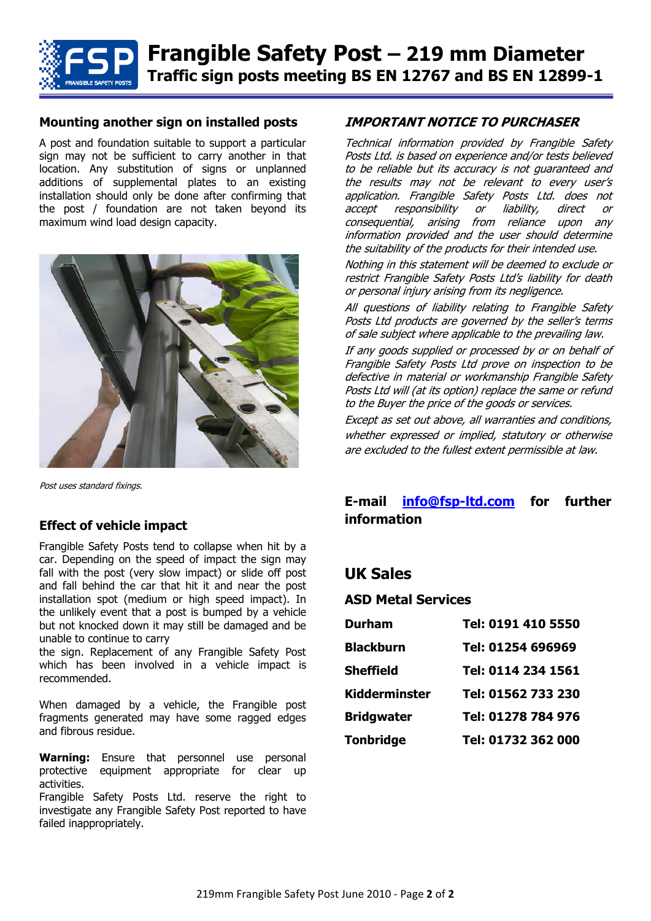# Frangible Safety Post – 219 mm Diameter

**Traffic sign posts meeting BS EN 12767 and BS EN 12899-1**

## Mounting another sign on installed posts

A post and foundation suitable to support a particular sign may not be sufficient to carry another in that location. Any substitution of signs or unplanned additions of supplemental plates to an existing installation should only be done after confirming that the post / foundation are not taken beyond its maximum wind load design capacity.

*Post uses standard fixings.*

## Effect of vehicle impact

Frangible Safety Posts tend to collapse when hit by a car. Depending on the speed of impact the sign may fall with the post (very slow impact) or slide off post and fall behind the car that hit it and near the post installation spot (medium or high speed impact). In the unlikely event that a post is bumped by a vehicle but not knocked down it may still be damaged and be unable to continue to carry
the sign. Replacement of any Frangible Safety Post which has been involved in a vehicle impact is recommended.

When damaged by a vehicle, the Frangible post fragments generated may have some ragged edges and fibrous residue.

**Warning:** Ensure that personnel use personal protective equipment appropriate for clear up activities.
Frangible Safety Posts Ltd. reserve the right to investigate any Frangible Safety Post reported to have failed inappropriately.

## *IMPORTANT NOTICE TO PURCHASER*

*Technical information provided by Frangible Safety Posts Ltd. is based on experience and/or tests believed to be reliable but its accuracy is not guaranteed and the results may not be relevant to every user's application. Frangible Safety Posts Ltd. does not accept responsibility or liability, direct or consequential, arising from reliance upon any information provided and the user should determine the suitability of the products for their intended use.*

*Nothing in this statement will be deemed to exclude or restrict Frangible Safety Posts Ltd's liability for death or personal injury arising from its negligence.*

*All questions of liability relating to Frangible Safety Posts Ltd products are governed by the seller's terms of sale subject where applicable to the prevailing law.*

*If any goods supplied or processed by or on behalf of Frangible Safety Posts Ltd prove on inspection to be defective in material or workmanship Frangible Safety Posts Ltd will (at its option) replace the same or refund to the Buyer the price of the goods or services.*

*Except as set out above, all warranties and conditions, whether expressed or implied, statutory or otherwise are excluded to the fullest extent permissible at law.*

**E-mail [info@fsp-ltd.com](mailto:info@fsp-ltd.com) for further information**

## UK Sales

### ASD Metal Services

| | |
|---|---|
| **Durham** | **Tel: 0191 410 5550** |
| **Blackburn** | **Tel: 01254 696969** |
| **Sheffield** | **Tel: 0114 234 1561** |
| **Kidderminster** | **Tel: 01562 733 230** |
| **Bridgwater** | **Tel: 01278 784 976** |
| **Tonbridge** | **Tel: 01732 362 000** |